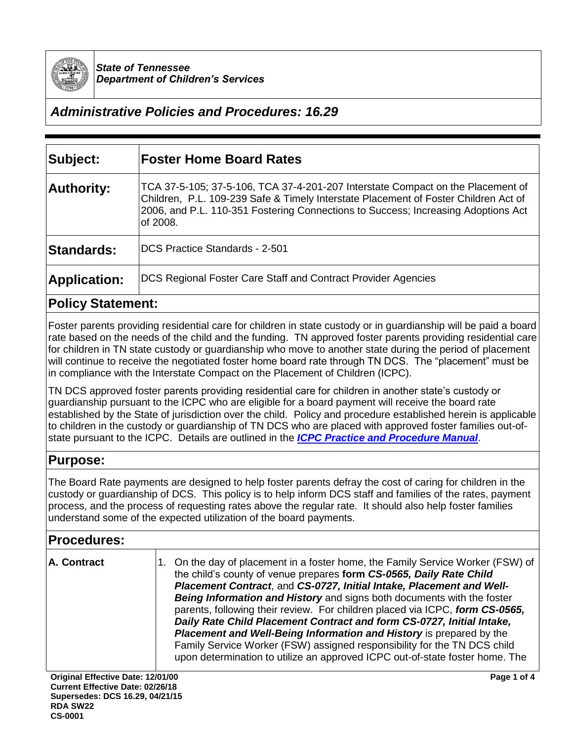*State of Tennessee*
*Department of Children's Services*

# *Administrative Policies and Procedures: 16.29*

| | |
|---|---|
| **Subject:** | **Foster Home Board Rates** |
| **Authority:** | TCA 37-5-105; 37-5-106, TCA 37-4-201-207 Interstate Compact on the Placement of Children, P.L. 109-239 Safe & Timely Interstate Placement of Foster Children Act of 2006, and P.L. 110-351 Fostering Connections to Success; Increasing Adoptions Act of 2008. |
| **Standards:** | DCS Practice Standards - 2-501 |
| **Application:** | DCS Regional Foster Care Staff and Contract Provider Agencies |

## Policy Statement:

Foster parents providing residential care for children in state custody or in guardianship will be paid a board rate based on the needs of the child and the funding. TN approved foster parents providing residential care for children in TN state custody or guardianship who move to another state during the period of placement will continue to receive the negotiated foster home board rate through TN DCS. The "placement" must be in compliance with the Interstate Compact on the Placement of Children (ICPC).

TN DCS approved foster parents providing residential care for children in another state's custody or guardianship pursuant to the ICPC who are eligible for a board payment will receive the board rate established by the State of jurisdiction over the child. Policy and procedure established herein is applicable to children in the custody or guardianship of TN DCS who are placed with approved foster families out-of-state pursuant to the ICPC. Details are outlined in the ***ICPC Practice and Procedure Manual***.

## Purpose:

The Board Rate payments are designed to help foster parents defray the cost of caring for children in the custody or guardianship of DCS. This policy is to help inform DCS staff and families of the rates, payment process, and the process of requesting rates above the regular rate. It should also help foster families understand some of the expected utilization of the board payments.

## Procedures:

| | |
|---|---|
| **A. Contract** | 1. On the day of placement in a foster home, the Family Service Worker (FSW) of the child's county of venue prepares **form *CS-0565, Daily Rate Child Placement Contract***, and ***CS-0727, Initial Intake, Placement and Well-Being Information and History*** and signs both documents with the foster parents, following their review. For children placed via ICPC, ***form CS-0565, Daily Rate Child Placement Contract and form CS-0727, Initial Intake, Placement and Well-Being Information and History*** is prepared by the Family Service Worker (FSW) assigned responsibility for the TN DCS child upon determination to utilize an approved ICPC out-of-state foster home. The |

**Original Effective Date: 12/01/00**
**Current Effective Date: 02/26/18**
**Supersedes: DCS 16.29, 04/21/15**
**RDA SW22**
**CS-0001**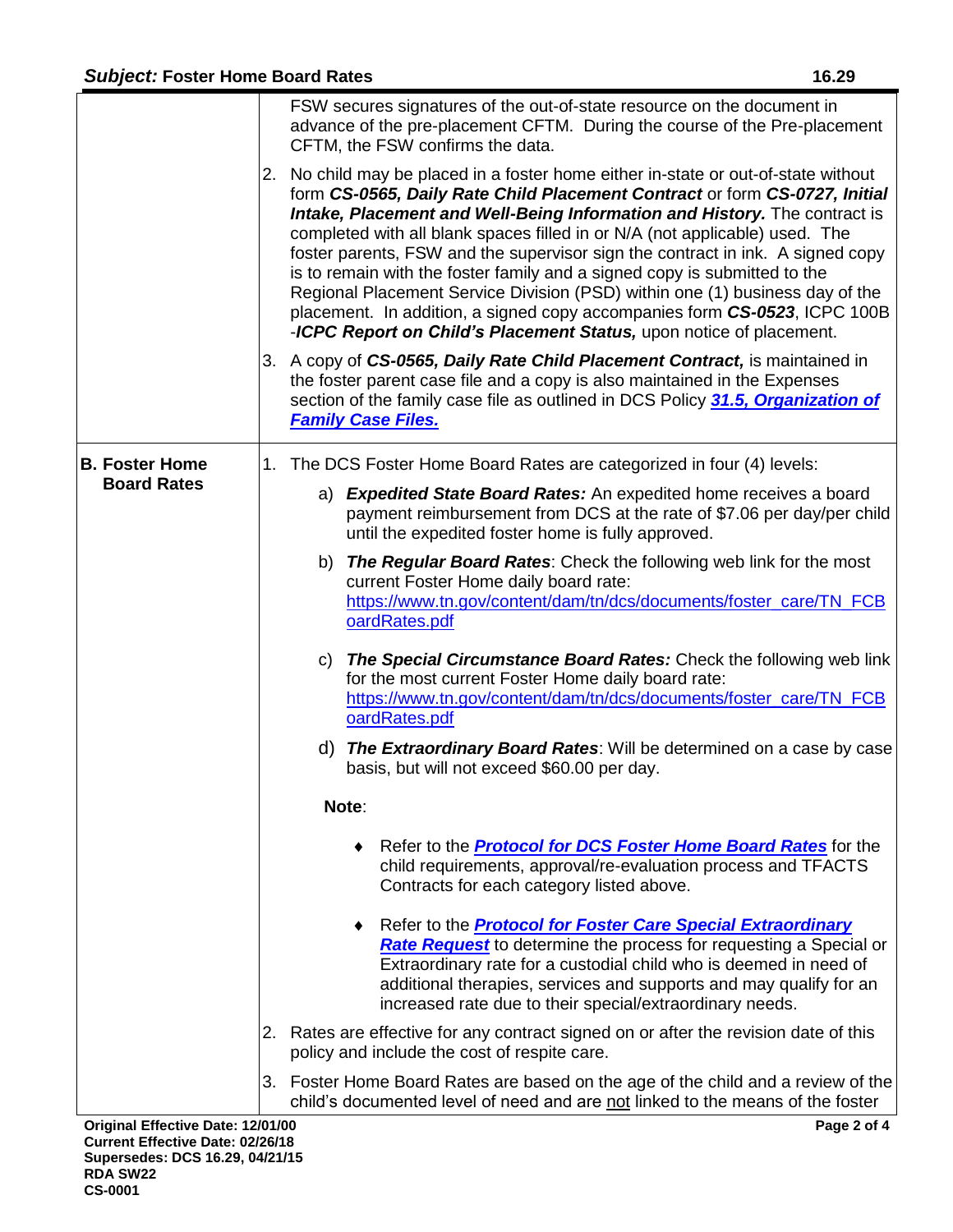FSW secures signatures of the out-of-state resource on the document in advance of the pre-placement CFTM. During the course of the Pre-placement CFTM, the FSW confirms the data.

2. No child may be placed in a foster home either in-state or out-of-state without form ***CS-0565, Daily Rate Child Placement Contract*** or form ***CS-0727, Initial Intake, Placement and Well-Being Information and History.*** The contract is completed with all blank spaces filled in or N/A (not applicable) used. The foster parents, FSW and the supervisor sign the contract in ink. A signed copy is to remain with the foster family and a signed copy is submitted to the Regional Placement Service Division (PSD) within one (1) business day of the placement. In addition, a signed copy accompanies form ***CS-0523***, ICPC 100B -***ICPC Report on Child's Placement Status,*** upon notice of placement.

3. A copy of ***CS-0565, Daily Rate Child Placement Contract,*** is maintained in the foster parent case file and a copy is also maintained in the Expenses section of the family case file as outlined in DCS Policy ***31.5, Organization of Family Case Files.***

## B. Foster Home Board Rates

1. The DCS Foster Home Board Rates are categorized in four (4) levels:

   a) ***Expedited State Board Rates:*** An expedited home receives a board payment reimbursement from DCS at the rate of $7.06 per day/per child until the expedited foster home is fully approved.

   b) ***The Regular Board Rates***: Check the following web link for the most current Foster Home daily board rate: https://www.tn.gov/content/dam/tn/dcs/documents/foster_care/TN_FCBoardRates.pdf

   c) ***The Special Circumstance Board Rates:*** Check the following web link for the most current Foster Home daily board rate: https://www.tn.gov/content/dam/tn/dcs/documents/foster_care/TN_FCBoardRates.pdf

   d) ***The Extraordinary Board Rates***: Will be determined on a case by case basis, but will not exceed $60.00 per day.

   **Note**:

   - Refer to the ***Protocol for DCS Foster Home Board Rates*** for the child requirements, approval/re-evaluation process and TFACTS Contracts for each category listed above.
   - Refer to the ***Protocol for Foster Care Special Extraordinary Rate Request*** to determine the process for requesting a Special or Extraordinary rate for a custodial child who is deemed in need of additional therapies, services and supports and may qualify for an increased rate due to their special/extraordinary needs.

2. Rates are effective for any contract signed on or after the revision date of this policy and include the cost of respite care.

3. Foster Home Board Rates are based on the age of the child and a review of the child's documented level of need and are not linked to the means of the foster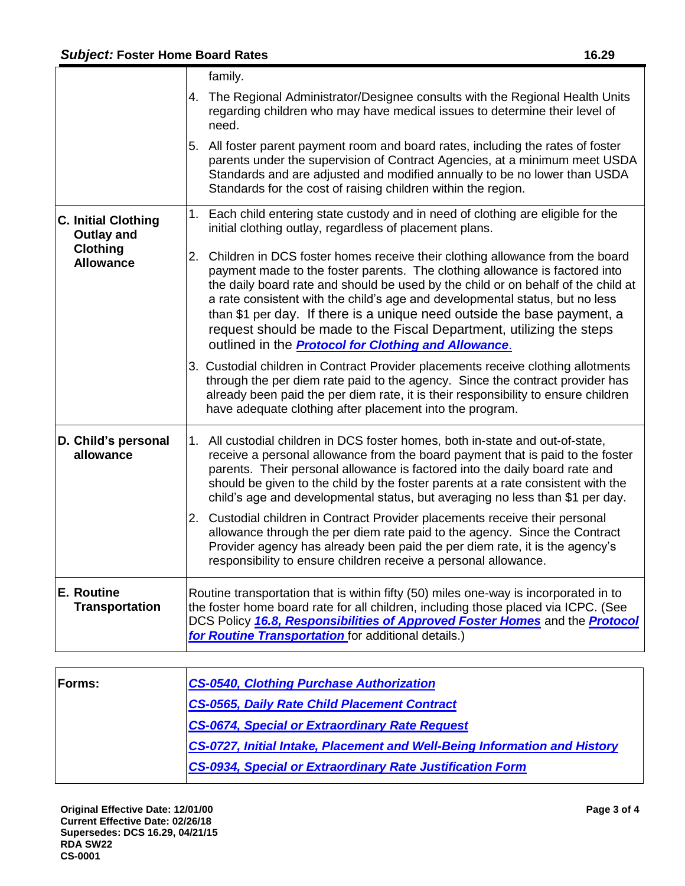| | |
|---|---|
| | family.<br><br>4. The Regional Administrator/Designee consults with the Regional Health Units regarding children who may have medical issues to determine their level of need.<br><br>5. All foster parent payment room and board rates, including the rates of foster parents under the supervision of Contract Agencies, at a minimum meet USDA Standards and are adjusted and modified annually to be no lower than USDA Standards for the cost of raising children within the region. |
| **C. Initial Clothing Outlay and Clothing Allowance** | 1. Each child entering state custody and in need of clothing are eligible for the initial clothing outlay, regardless of placement plans.<br><br>2. Children in DCS foster homes receive their clothing allowance from the board payment made to the foster parents. The clothing allowance is factored into the daily board rate and should be used by the child or on behalf of the child at a rate consistent with the child's age and developmental status, but no less than $1 per day. If there is a unique need outside the base payment, a request should be made to the Fiscal Department, utilizing the steps outlined in the ***Protocol for Clothing and Allowance***.<br><br>3. Custodial children in Contract Provider placements receive clothing allotments through the per diem rate paid to the agency. Since the contract provider has already been paid the per diem rate, it is their responsibility to ensure children have adequate clothing after placement into the program. |
| **D. Child's personal allowance** | 1. All custodial children in DCS foster homes, both in-state and out-of-state, receive a personal allowance from the board payment that is paid to the foster parents. Their personal allowance is factored into the daily board rate and should be given to the child by the foster parents at a rate consistent with the child's age and developmental status, but averaging no less than $1 per day.<br><br>2. Custodial children in Contract Provider placements receive their personal allowance through the per diem rate paid to the agency. Since the Contract Provider agency has already been paid the per diem rate, it is the agency's responsibility to ensure children receive a personal allowance. |
| **E. Routine Transportation** | Routine transportation that is within fifty (50) miles one-way is incorporated in to the foster home board rate for all children, including those placed via ICPC. (See DCS Policy ***16.8, Responsibilities of Approved Foster Homes*** and the ***Protocol for Routine Transportation*** for additional details.) |

| | |
|---|---|
| **Forms:** | ***CS-0540, Clothing Purchase Authorization***<br>***CS-0565, Daily Rate Child Placement Contract***<br>***CS-0674, Special or Extraordinary Rate Request***<br>***CS-0727, Initial Intake, Placement and Well-Being Information and History***<br>***CS-0934, Special or Extraordinary Rate Justification Form*** |

**Original Effective Date: 12/01/00**
**Current Effective Date: 02/26/18**
**Supersedes: DCS 16.29, 04/21/15**
**RDA SW22**
**CS-0001**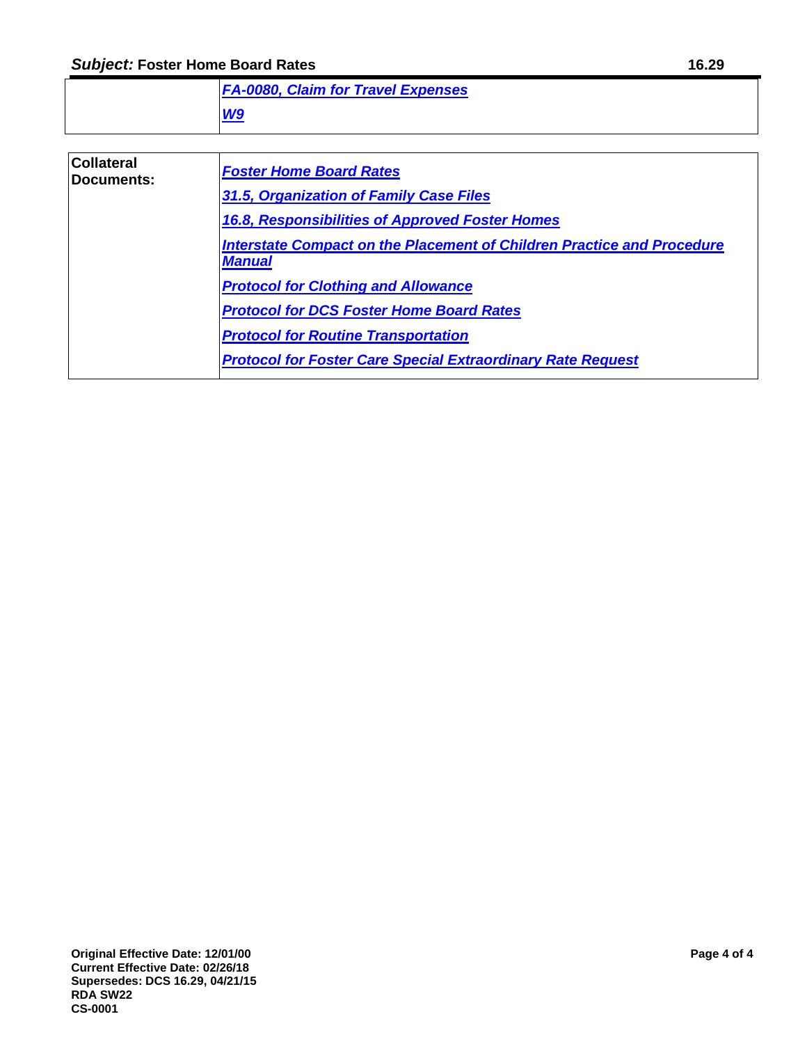| | |
|---|---|
| | ***FA-0080, Claim for Travel Expenses*** |
| | ***W9*** |

| | |
|---|---|
| **Collateral Documents:** | ***Foster Home Board Rates*** |
| | ***31.5, Organization of Family Case Files*** |
| | ***16.8, Responsibilities of Approved Foster Homes*** |
| | ***Interstate Compact on the Placement of Children Practice and Procedure Manual*** |
| | ***Protocol for Clothing and Allowance*** |
| | ***Protocol for DCS Foster Home Board Rates*** |
| | ***Protocol for Routine Transportation*** |
| | ***Protocol for Foster Care Special Extraordinary Rate Request*** |